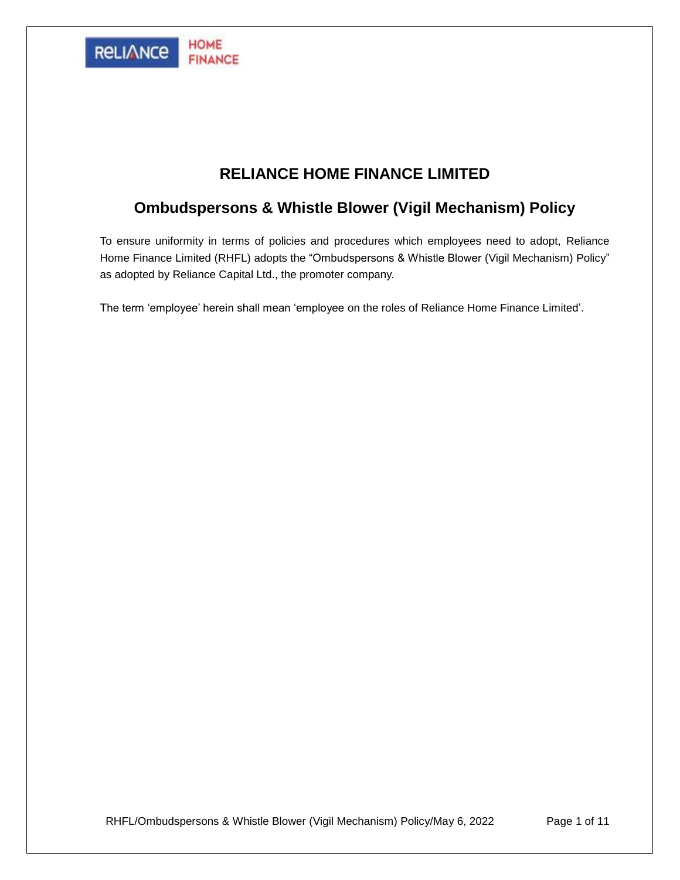# RELIANCE HOME FINANCE LIMITED

## Ombudspersons & Whistle Blower (Vigil Mechanism) Policy

To ensure uniformity in terms of policies and procedures which employees need to adopt, Reliance Home Finance Limited (RHFL) adopts the "Ombudspersons & Whistle Blower (Vigil Mechanism) Policy" as adopted by Reliance Capital Ltd., the promoter company.

The term 'employee' herein shall mean 'employee on the roles of Reliance Home Finance Limited'.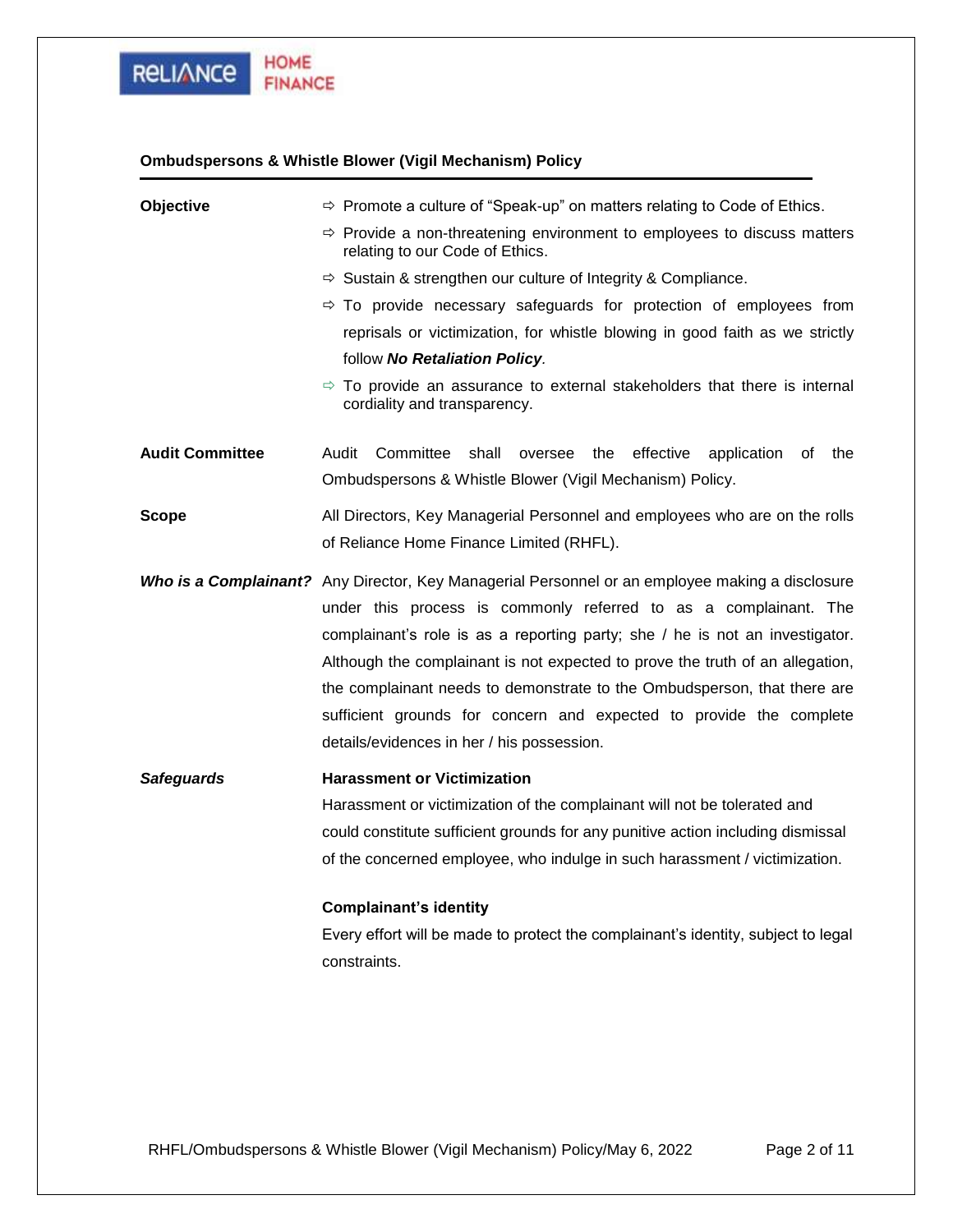**Ombudspersons & Whistle Blower (Vigil Mechanism) Policy**

**Objective**

- ⇨ Promote a culture of "Speak-up" on matters relating to Code of Ethics.
- ⇨ Provide a non-threatening environment to employees to discuss matters relating to our Code of Ethics.
- ⇨ Sustain & strengthen our culture of Integrity & Compliance.
- ⇨ To provide necessary safeguards for protection of employees from reprisals or victimization, for whistle blowing in good faith as we strictly follow ***No Retaliation Policy***.
- ⇨ To provide an assurance to external stakeholders that there is internal cordiality and transparency.

**Audit Committee**

Audit Committee shall oversee the effective application of the Ombudspersons & Whistle Blower (Vigil Mechanism) Policy.

**Scope**

All Directors, Key Managerial Personnel and employees who are on the rolls of Reliance Home Finance Limited (RHFL).

***Who is a Complainant?***

Any Director, Key Managerial Personnel or an employee making a disclosure under this process is commonly referred to as a complainant. The complainant's role is as a reporting party; she / he is not an investigator. Although the complainant is not expected to prove the truth of an allegation, the complainant needs to demonstrate to the Ombudsperson, that there are sufficient grounds for concern and expected to provide the complete details/evidences in her / his possession.

***Safeguards***

**Harassment or Victimization**

Harassment or victimization of the complainant will not be tolerated and could constitute sufficient grounds for any punitive action including dismissal of the concerned employee, who indulge in such harassment / victimization.

**Complainant's identity**

Every effort will be made to protect the complainant's identity, subject to legal constraints.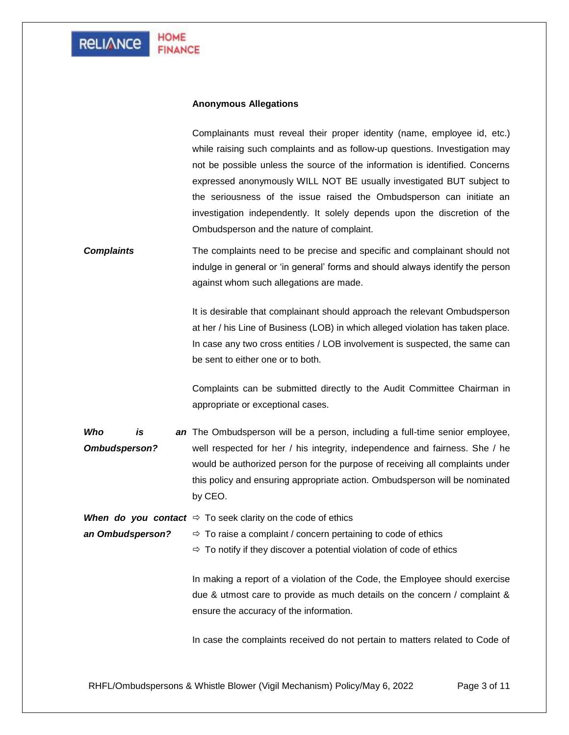**Anonymous Allegations**

Complainants must reveal their proper identity (name, employee id, etc.) while raising such complaints and as follow-up questions. Investigation may not be possible unless the source of the information is identified. Concerns expressed anonymously WILL NOT BE usually investigated BUT subject to the seriousness of the issue raised the Ombudsperson can initiate an investigation independently. It solely depends upon the discretion of the Ombudsperson and the nature of complaint.

***Complaints***

The complaints need to be precise and specific and complainant should not indulge in general or 'in general' forms and should always identify the person against whom such allegations are made.

It is desirable that complainant should approach the relevant Ombudsperson at her / his Line of Business (LOB) in which alleged violation has taken place. In case any two cross entities / LOB involvement is suspected, the same can be sent to either one or to both.

Complaints can be submitted directly to the Audit Committee Chairman in appropriate or exceptional cases.

***Who is an Ombudsperson?***

The Ombudsperson will be a person, including a full-time senior employee, well respected for her / his integrity, independence and fairness. She / he would be authorized person for the purpose of receiving all complaints under this policy and ensuring appropriate action. Ombudsperson will be nominated by CEO.

***When do you contact an Ombudsperson?***

- To seek clarity on the code of ethics
- To raise a complaint / concern pertaining to code of ethics
- To notify if they discover a potential violation of code of ethics

In making a report of a violation of the Code, the Employee should exercise due & utmost care to provide as much details on the concern / complaint & ensure the accuracy of the information.

In case the complaints received do not pertain to matters related to Code of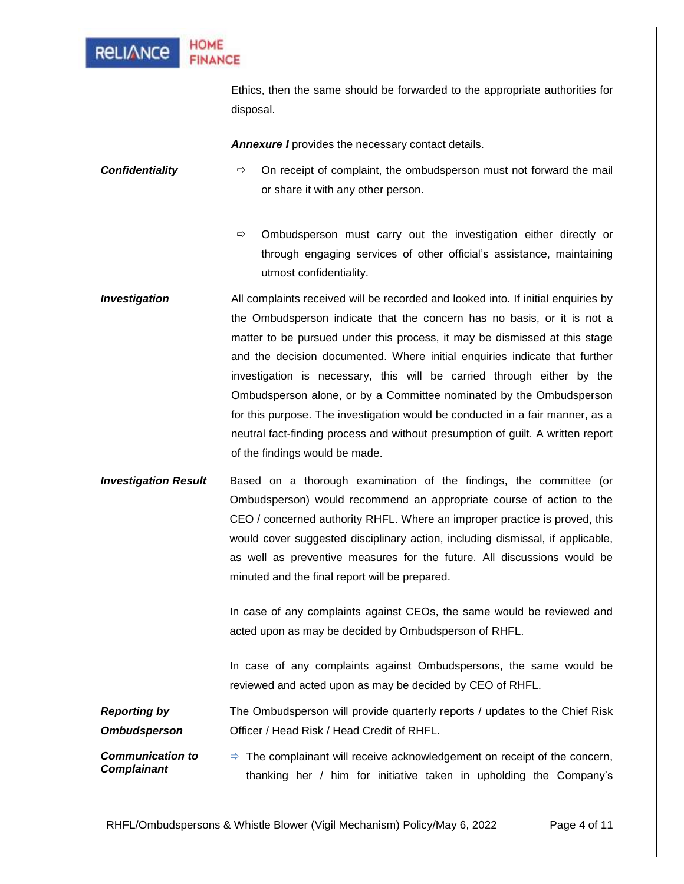Ethics, then the same should be forwarded to the appropriate authorities for disposal.

***Annexure I*** provides the necessary contact details.

***Confidentiality***

- On receipt of complaint, the ombudsperson must not forward the mail or share it with any other person.
- Ombudsperson must carry out the investigation either directly or through engaging services of other official's assistance, maintaining utmost confidentiality.

***Investigation***

All complaints received will be recorded and looked into. If initial enquiries by the Ombudsperson indicate that the concern has no basis, or it is not a matter to be pursued under this process, it may be dismissed at this stage and the decision documented. Where initial enquiries indicate that further investigation is necessary, this will be carried through either by the Ombudsperson alone, or by a Committee nominated by the Ombudsperson for this purpose. The investigation would be conducted in a fair manner, as a neutral fact-finding process and without presumption of guilt. A written report of the findings would be made.

***Investigation Result***

Based on a thorough examination of the findings, the committee (or Ombudsperson) would recommend an appropriate course of action to the CEO / concerned authority RHFL. Where an improper practice is proved, this would cover suggested disciplinary action, including dismissal, if applicable, as well as preventive measures for the future. All discussions would be minuted and the final report will be prepared.

In case of any complaints against CEOs, the same would be reviewed and acted upon as may be decided by Ombudsperson of RHFL.

In case of any complaints against Ombudspersons, the same would be reviewed and acted upon as may be decided by CEO of RHFL.

***Reporting by Ombudsperson***

The Ombudsperson will provide quarterly reports / updates to the Chief Risk Officer / Head Risk / Head Credit of RHFL.

***Communication to Complainant***

- The complainant will receive acknowledgement on receipt of the concern, thanking her / him for initiative taken in upholding the Company's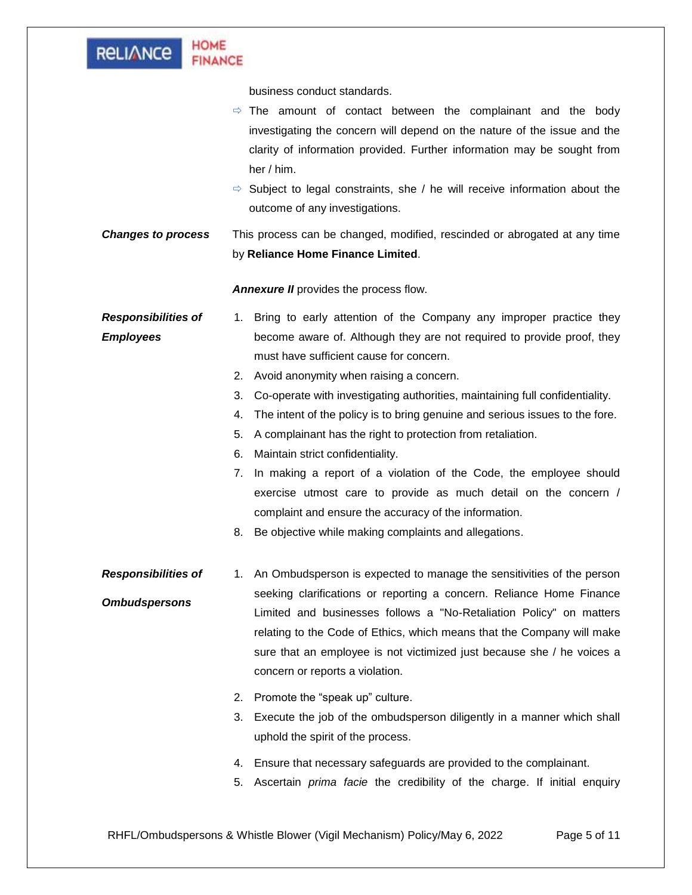business conduct standards.

- ⇨ The amount of contact between the complainant and the body investigating the concern will depend on the nature of the issue and the clarity of information provided. Further information may be sought from her / him.
- ⇨ Subject to legal constraints, she / he will receive information about the outcome of any investigations.

***Changes to process***

This process can be changed, modified, rescinded or abrogated at any time by **Reliance Home Finance Limited**.

***Annexure II*** provides the process flow.

***Responsibilities of Employees***

1. Bring to early attention of the Company any improper practice they become aware of. Although they are not required to provide proof, they must have sufficient cause for concern.
2. Avoid anonymity when raising a concern.
3. Co-operate with investigating authorities, maintaining full confidentiality.
4. The intent of the policy is to bring genuine and serious issues to the fore.
5. A complainant has the right to protection from retaliation.
6. Maintain strict confidentiality.
7. In making a report of a violation of the Code, the employee should exercise utmost care to provide as much detail on the concern / complaint and ensure the accuracy of the information.
8. Be objective while making complaints and allegations.

***Responsibilities of Ombudspersons***

1. An Ombudsperson is expected to manage the sensitivities of the person seeking clarifications or reporting a concern. Reliance Home Finance Limited and businesses follows a "No-Retaliation Policy" on matters relating to the Code of Ethics, which means that the Company will make sure that an employee is not victimized just because she / he voices a concern or reports a violation.
2. Promote the "speak up" culture.
3. Execute the job of the ombudsperson diligently in a manner which shall uphold the spirit of the process.
4. Ensure that necessary safeguards are provided to the complainant.
5. Ascertain *prima facie* the credibility of the charge. If initial enquiry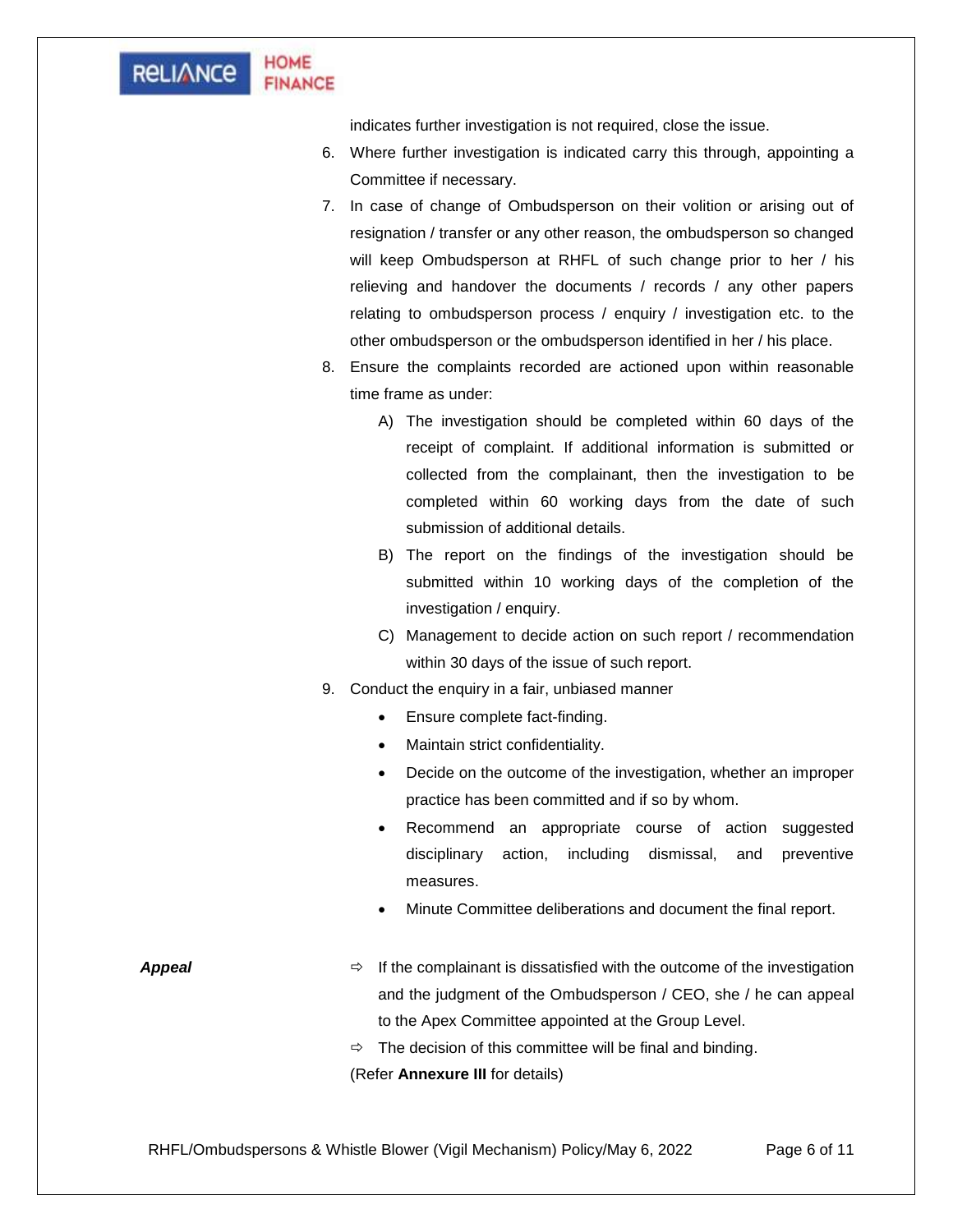indicates further investigation is not required, close the issue.

6. Where further investigation is indicated carry this through, appointing a Committee if necessary.
7. In case of change of Ombudsperson on their volition or arising out of resignation / transfer or any other reason, the ombudsperson so changed will keep Ombudsperson at RHFL of such change prior to her / his relieving and handover the documents / records / any other papers relating to ombudsperson process / enquiry / investigation etc. to the other ombudsperson or the ombudsperson identified in her / his place.
8. Ensure the complaints recorded are actioned upon within reasonable time frame as under:
   - A) The investigation should be completed within 60 days of the receipt of complaint. If additional information is submitted or collected from the complainant, then the investigation to be completed within 60 working days from the date of such submission of additional details.
   - B) The report on the findings of the investigation should be submitted within 10 working days of the completion of the investigation / enquiry.
   - C) Management to decide action on such report / recommendation within 30 days of the issue of such report.
9. Conduct the enquiry in a fair, unbiased manner
   - Ensure complete fact-finding.
   - Maintain strict confidentiality.
   - Decide on the outcome of the investigation, whether an improper practice has been committed and if so by whom.
   - Recommend an appropriate course of action suggested disciplinary action, including dismissal, and preventive measures.
   - Minute Committee deliberations and document the final report.

***Appeal***

- ⇨ If the complainant is dissatisfied with the outcome of the investigation and the judgment of the Ombudsperson / CEO, she / he can appeal to the Apex Committee appointed at the Group Level.
- ⇨ The decision of this committee will be final and binding.

(Refer **Annexure III** for details)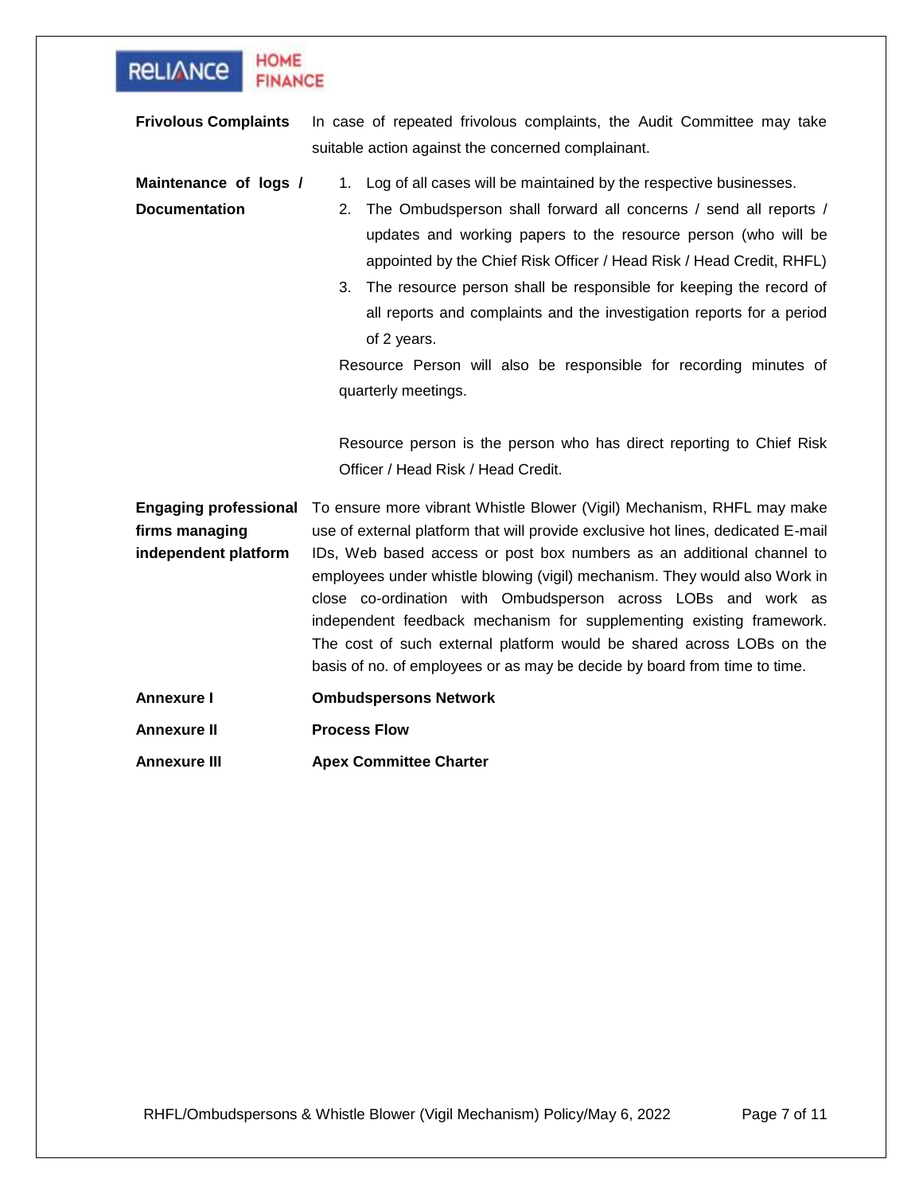**Frivolous Complaints**

In case of repeated frivolous complaints, the Audit Committee may take suitable action against the concerned complainant.

**Maintenance of logs / Documentation**

1. Log of all cases will be maintained by the respective businesses.
2. The Ombudsperson shall forward all concerns / send all reports / updates and working papers to the resource person (who will be appointed by the Chief Risk Officer / Head Risk / Head Credit, RHFL)
3. The resource person shall be responsible for keeping the record of all reports and complaints and the investigation reports for a period of 2 years.

Resource Person will also be responsible for recording minutes of quarterly meetings.

Resource person is the person who has direct reporting to Chief Risk Officer / Head Risk / Head Credit.

**Engaging professional firms managing independent platform**

To ensure more vibrant Whistle Blower (Vigil) Mechanism, RHFL may make use of external platform that will provide exclusive hot lines, dedicated E-mail IDs, Web based access or post box numbers as an additional channel to employees under whistle blowing (vigil) mechanism. They would also Work in close co-ordination with Ombudsperson across LOBs and work as independent feedback mechanism for supplementing existing framework. The cost of such external platform would be shared across LOBs on the basis of no. of employees or as may be decide by board from time to time.

**Annexure I** **Ombudspersons Network**

**Annexure II** **Process Flow**

**Annexure III** **Apex Committee Charter**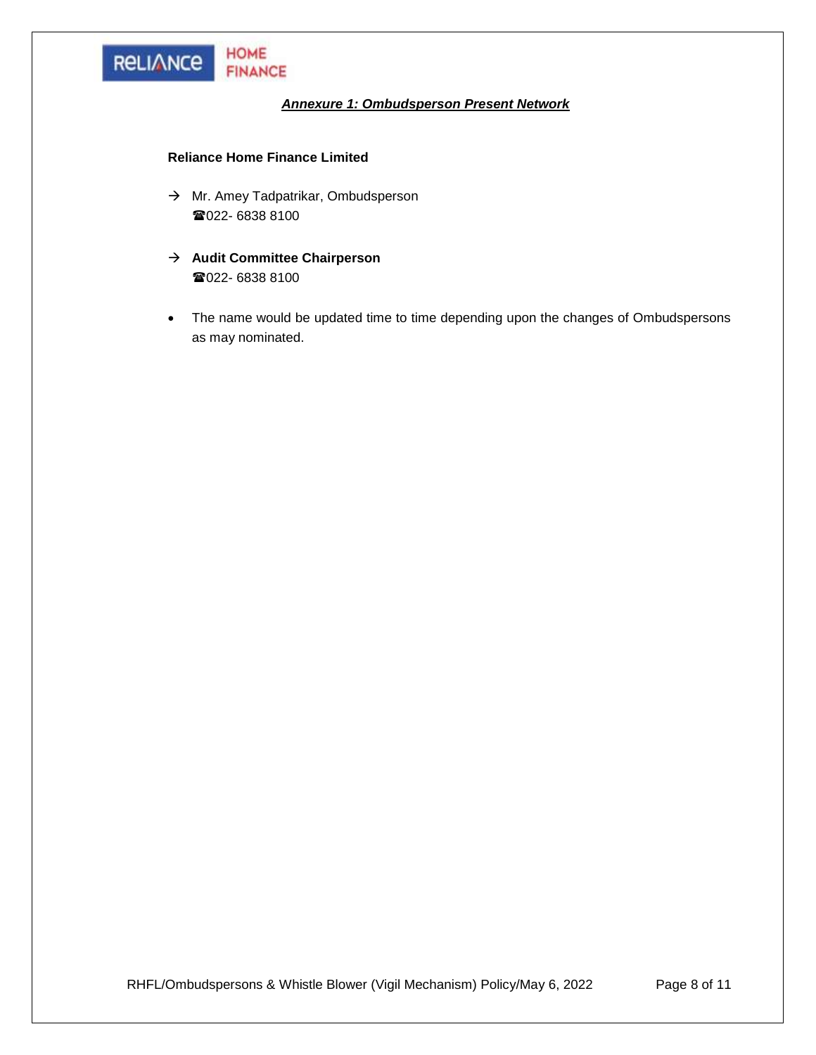## *Annexure 1: Ombudsperson Present Network*

**Reliance Home Finance Limited**

→ Mr. Amey Tadpatrikar, Ombudsperson
☎022- 6838 8100

→ **Audit Committee Chairperson**
☎022- 6838 8100

- The name would be updated time to time depending upon the changes of Ombudspersons as may nominated.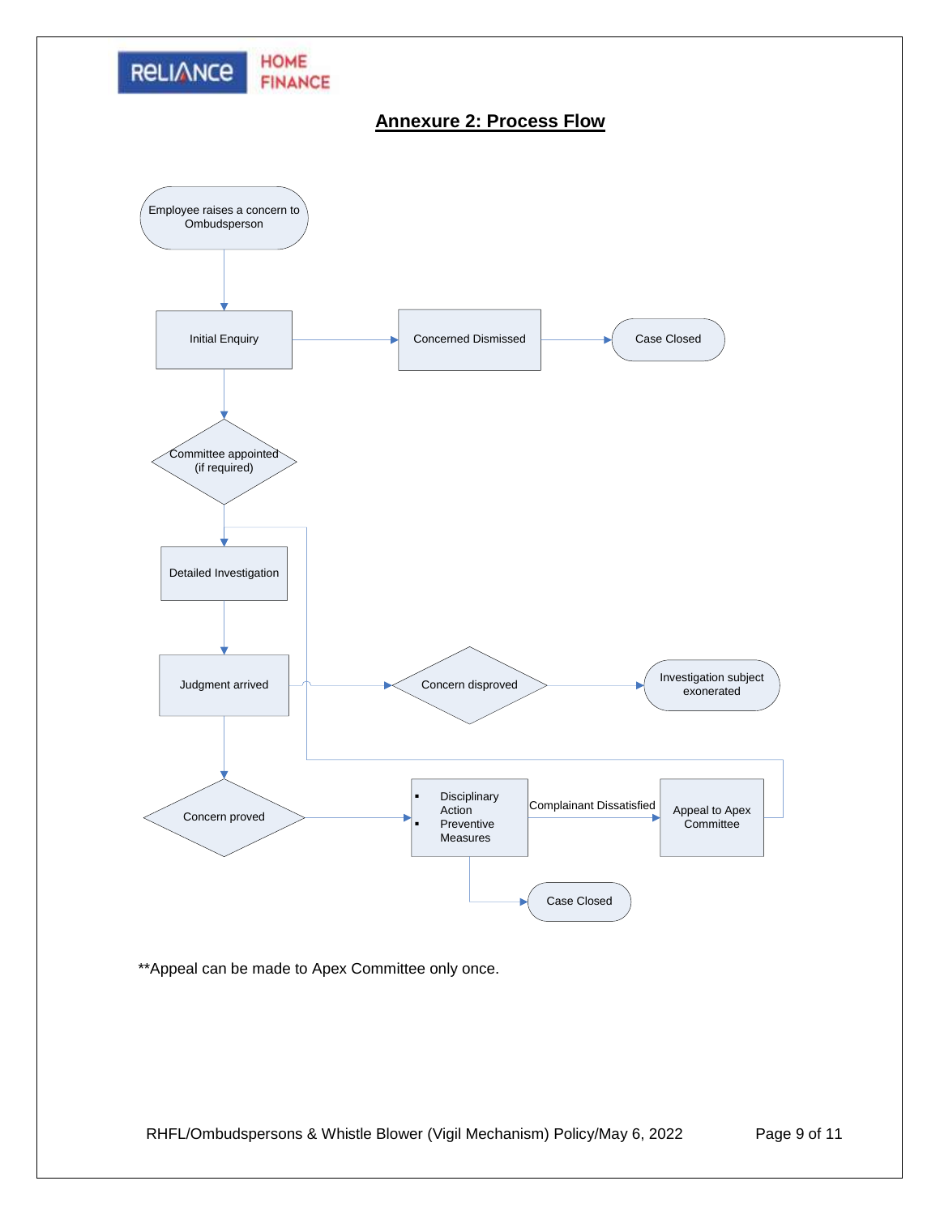## Annexure 2: Process Flow

Employee raises a concern to Ombudsperson

Initial Enquiry

Concerned Dismissed

Case Closed

Committee appointed (if required)

Detailed Investigation

Judgment arrived

Concern disproved

Investigation subject exonerated

Concern proved

- Disciplinary Action
- Preventive Measures

Complainant Dissatisfied

Appeal to Apex Committee

Case Closed

**Appeal can be made to Apex Committee only once.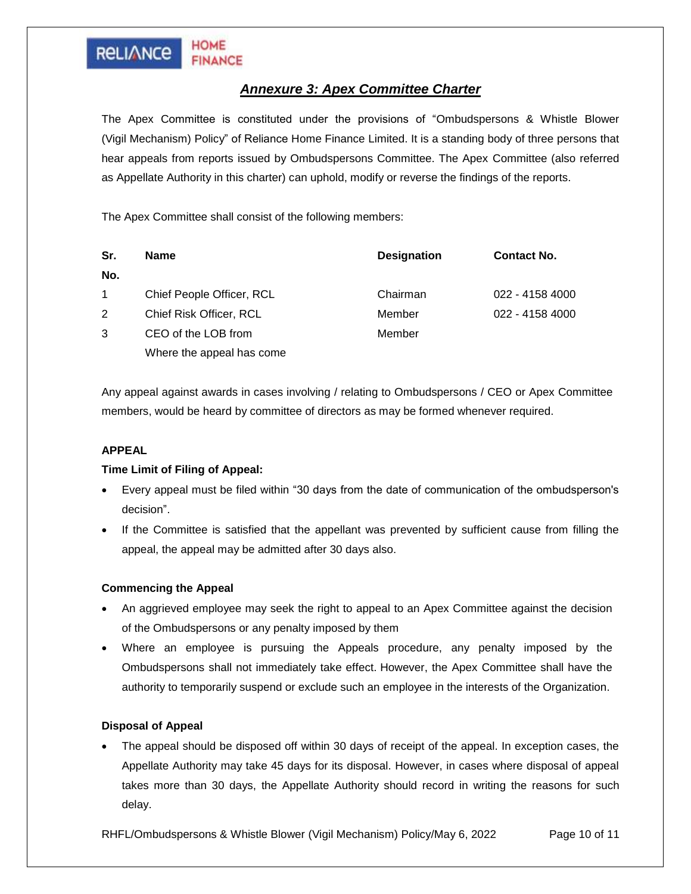## *Annexure 3: Apex Committee Charter*

The Apex Committee is constituted under the provisions of "Ombudspersons & Whistle Blower (Vigil Mechanism) Policy" of Reliance Home Finance Limited. It is a standing body of three persons that hear appeals from reports issued by Ombudspersons Committee. The Apex Committee (also referred as Appellate Authority in this charter) can uphold, modify or reverse the findings of the reports.

The Apex Committee shall consist of the following members:

| Sr. No. | Name | Designation | Contact No. |
|---|---|---|---|
| 1 | Chief People Officer, RCL | Chairman | 022 - 4158 4000 |
| 2 | Chief Risk Officer, RCL | Member | 022 - 4158 4000 |
| 3 | CEO of the LOB from Where the appeal has come | Member | |

Any appeal against awards in cases involving / relating to Ombudspersons / CEO or Apex Committee members, would be heard by committee of directors as may be formed whenever required.

**APPEAL**

**Time Limit of Filing of Appeal:**

- Every appeal must be filed within "30 days from the date of communication of the ombudsperson's decision".
- If the Committee is satisfied that the appellant was prevented by sufficient cause from filling the appeal, the appeal may be admitted after 30 days also.

**Commencing the Appeal**

- An aggrieved employee may seek the right to appeal to an Apex Committee against the decision of the Ombudspersons or any penalty imposed by them
- Where an employee is pursuing the Appeals procedure, any penalty imposed by the Ombudspersons shall not immediately take effect. However, the Apex Committee shall have the authority to temporarily suspend or exclude such an employee in the interests of the Organization.

**Disposal of Appeal**

- The appeal should be disposed off within 30 days of receipt of the appeal. In exception cases, the Appellate Authority may take 45 days for its disposal. However, in cases where disposal of appeal takes more than 30 days, the Appellate Authority should record in writing the reasons for such delay.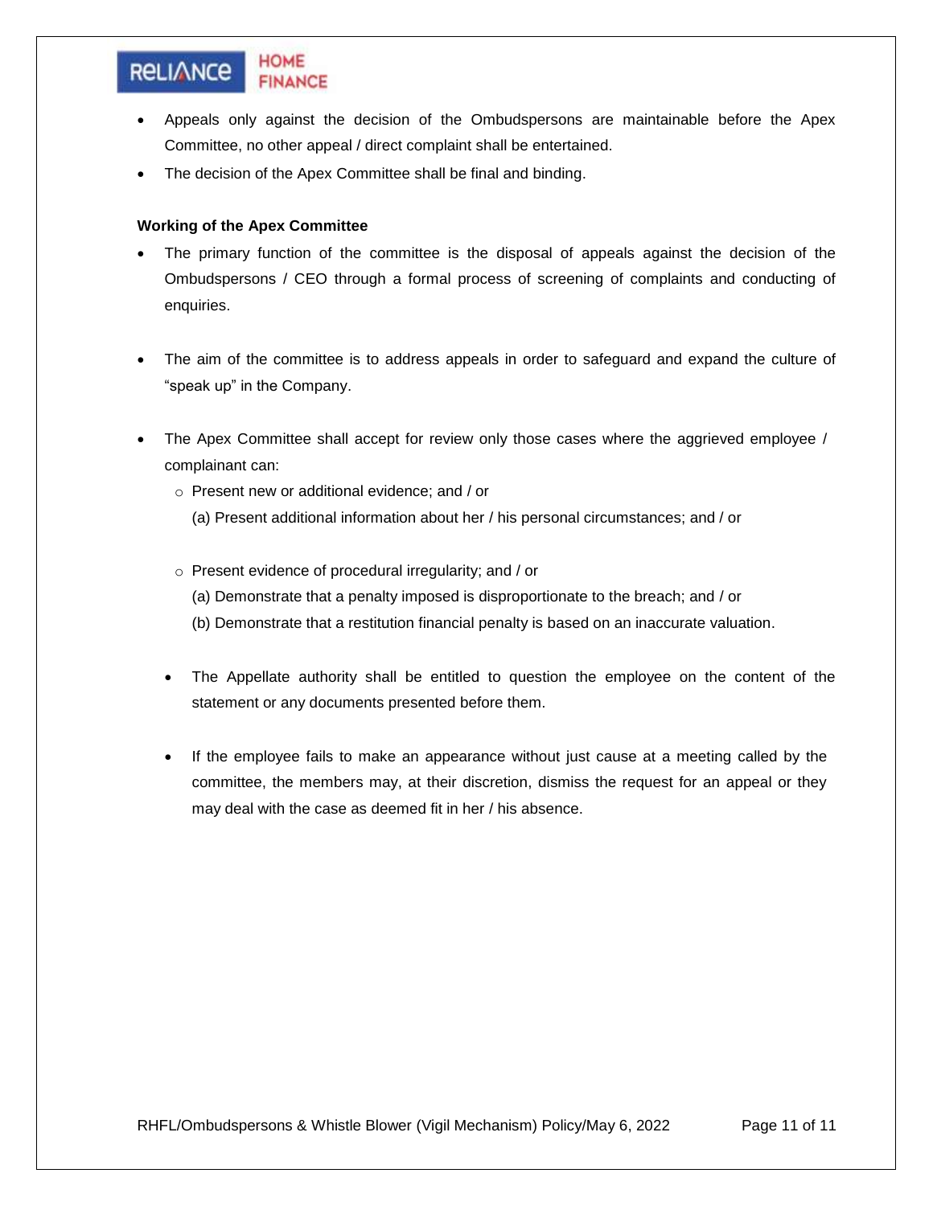- Appeals only against the decision of the Ombudspersons are maintainable before the Apex Committee, no other appeal / direct complaint shall be entertained.
- The decision of the Apex Committee shall be final and binding.

**Working of the Apex Committee**

- The primary function of the committee is the disposal of appeals against the decision of the Ombudspersons / CEO through a formal process of screening of complaints and conducting of enquiries.

- The aim of the committee is to address appeals in order to safeguard and expand the culture of "speak up" in the Company.

- The Apex Committee shall accept for review only those cases where the aggrieved employee / complainant can:
  - Present new or additional evidence; and / or

    (a) Present additional information about her / his personal circumstances; and / or

  - Present evidence of procedural irregularity; and / or

    (a) Demonstrate that a penalty imposed is disproportionate to the breach; and / or

    (b) Demonstrate that a restitution financial penalty is based on an inaccurate valuation.

  - The Appellate authority shall be entitled to question the employee on the content of the statement or any documents presented before them.

  - If the employee fails to make an appearance without just cause at a meeting called by the committee, the members may, at their discretion, dismiss the request for an appeal or they may deal with the case as deemed fit in her / his absence.